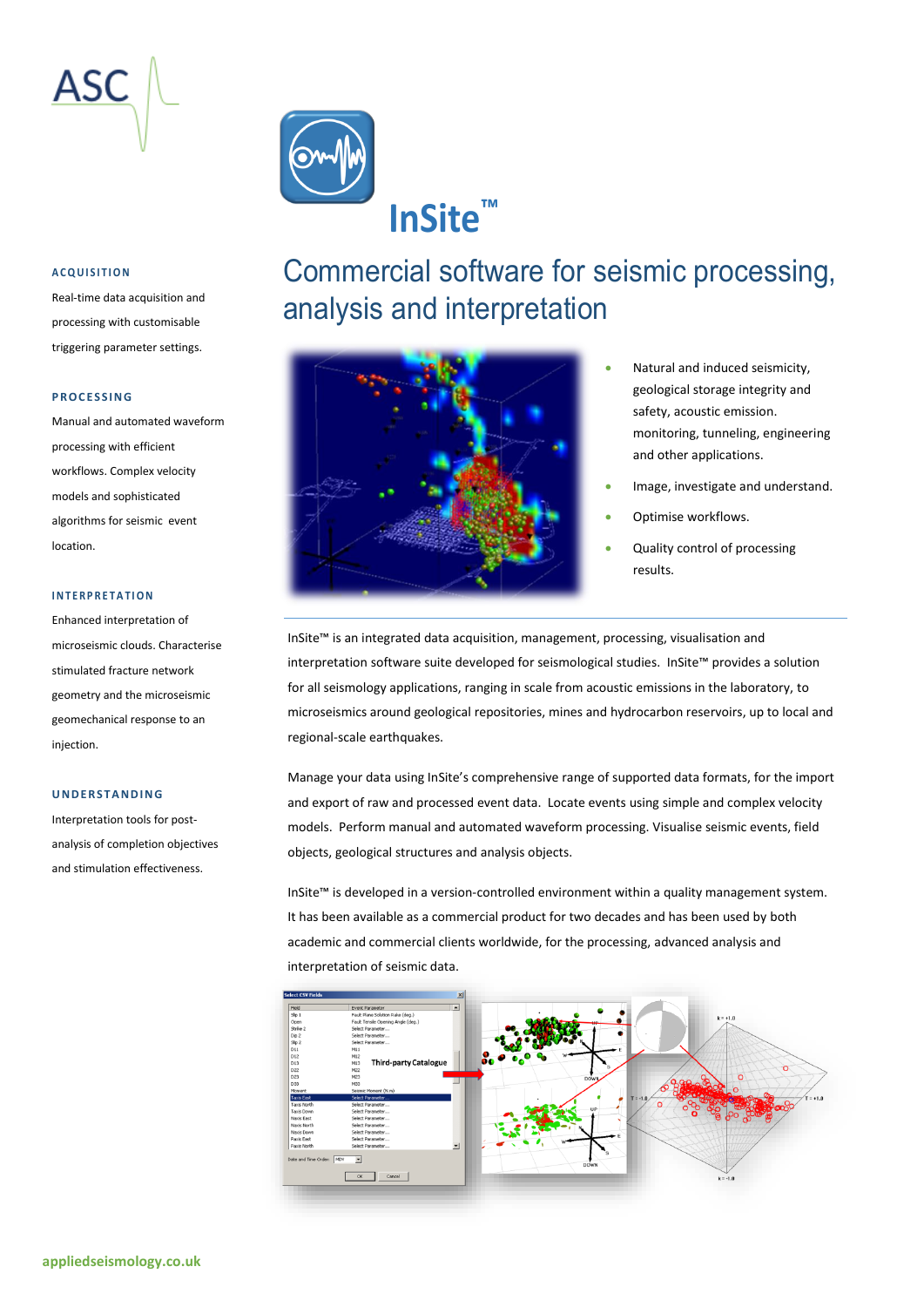# InSite™

## Commercial software for seismic processing, analysis and interpretation

### ACQUISITION

Real-time data acquisition and processing with customisable triggering parameter settings.

### PROCESSING

Manual and automated waveform processing with efficient workflows. Complex velocity models and sophisticated algorithms for seismic event location.

### INTERPRETATION

Enhanced interpretation of microseismic clouds. Characterise stimulated fracture network geometry and the microseismic geomechanical response to an injection.

### UNDERSTANDING

Interpretation tools for post-analysis of completion objectives and stimulation effectiveness.

- Natural and induced seismicity, geological storage integrity and safety, acoustic emission. monitoring, tunneling, engineering and other applications.
- Image, investigate and understand.
- Optimise workflows.
- Quality control of processing results.

InSite™ is an integrated data acquisition, management, processing, visualisation and interpretation software suite developed for seismological studies. InSite™ provides a solution for all seismology applications, ranging in scale from acoustic emissions in the laboratory, to microseismics around geological repositories, mines and hydrocarbon reservoirs, up to local and regional-scale earthquakes.

Manage your data using InSite's comprehensive range of supported data formats, for the import and export of raw and processed event data. Locate events using simple and complex velocity models. Perform manual and automated waveform processing. Visualise seismic events, field objects, geological structures and analysis objects.

InSite™ is developed in a version-controlled environment within a quality management system. It has been available as a commercial product for two decades and has been used by both academic and commercial clients worldwide, for the processing, advanced analysis and interpretation of seismic data.

appliedseismology.co.uk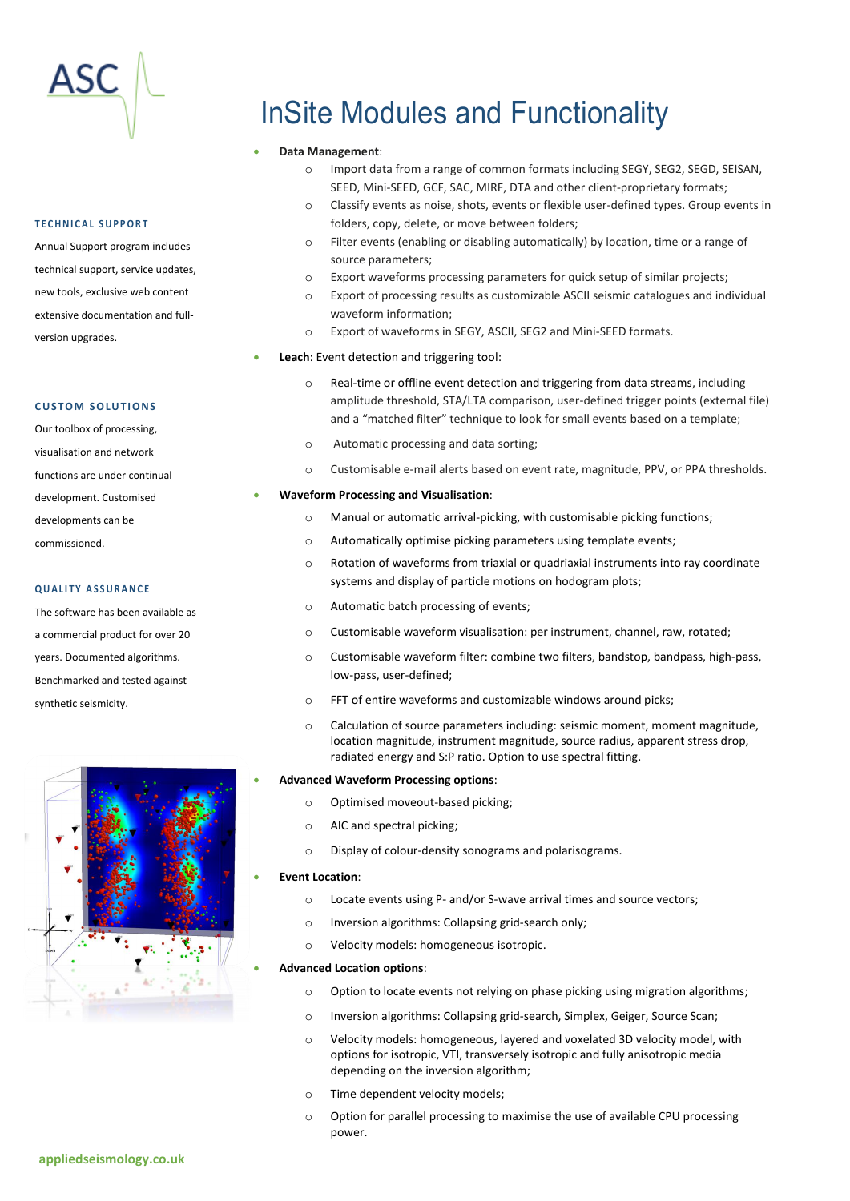# InSite Modules and Functionality

#### TECHNICAL SUPPORT

Annual Support program includes technical support, service updates, new tools, exclusive web content extensive documentation and full-version upgrades.

#### CUSTOM SOLUTIONS

Our toolbox of processing, visualisation and network functions are under continual development. Customised developments can be commissioned.

#### QUALITY ASSURANCE

The software has been available as a commercial product for over 20 years. Documented algorithms. Benchmarked and tested against synthetic seismicity.

- **Data Management**:
    - Import data from a range of common formats including SEGY, SEG2, SEGD, SEISAN, SEED, Mini-SEED, GCF, SAC, MIRF, DTA and other client-proprietary formats;
    - Classify events as noise, shots, events or flexible user-defined types. Group events in folders, copy, delete, or move between folders;
    - Filter events (enabling or disabling automatically) by location, time or a range of source parameters;
    - Export waveforms processing parameters for quick setup of similar projects;
    - Export of processing results as customizable ASCII seismic catalogues and individual waveform information;
    - Export of waveforms in SEGY, ASCII, SEG2 and Mini-SEED formats.
- **Leach**: Event detection and triggering tool:
    - Real-time or offline event detection and triggering from data streams, including amplitude threshold, STA/LTA comparison, user-defined trigger points (external file) and a "matched filter" technique to look for small events based on a template;
    - Automatic processing and data sorting;
    - Customisable e-mail alerts based on event rate, magnitude, PPV, or PPA thresholds.
- **Waveform Processing and Visualisation**:
    - Manual or automatic arrival-picking, with customisable picking functions;
    - Automatically optimise picking parameters using template events;
    - Rotation of waveforms from triaxial or quadriaxial instruments into ray coordinate systems and display of particle motions on hodogram plots;
    - Automatic batch processing of events;
    - Customisable waveform visualisation: per instrument, channel, raw, rotated;
    - Customisable waveform filter: combine two filters, bandstop, bandpass, high-pass, low-pass, user-defined;
    - FFT of entire waveforms and customizable windows around picks;
    - Calculation of source parameters including: seismic moment, moment magnitude, location magnitude, instrument magnitude, source radius, apparent stress drop, radiated energy and S:P ratio. Option to use spectral fitting.
- **Advanced Waveform Processing options**:
    - Optimised moveout-based picking;
    - AIC and spectral picking;
    - Display of colour-density sonograms and polarisograms.
- **Event Location**:
    - Locate events using P- and/or S-wave arrival times and source vectors;
    - Inversion algorithms: Collapsing grid-search only;
    - Velocity models: homogeneous isotropic.
- **Advanced Location options**:
    - Option to locate events not relying on phase picking using migration algorithms;
    - Inversion algorithms: Collapsing grid-search, Simplex, Geiger, Source Scan;
    - Velocity models: homogeneous, layered and voxelated 3D velocity model, with options for isotropic, VTI, transversely isotropic and fully anisotropic media depending on the inversion algorithm;
    - Time dependent velocity models;
    - Option for parallel processing to maximise the use of available CPU processing power.

appliedseismology.co.uk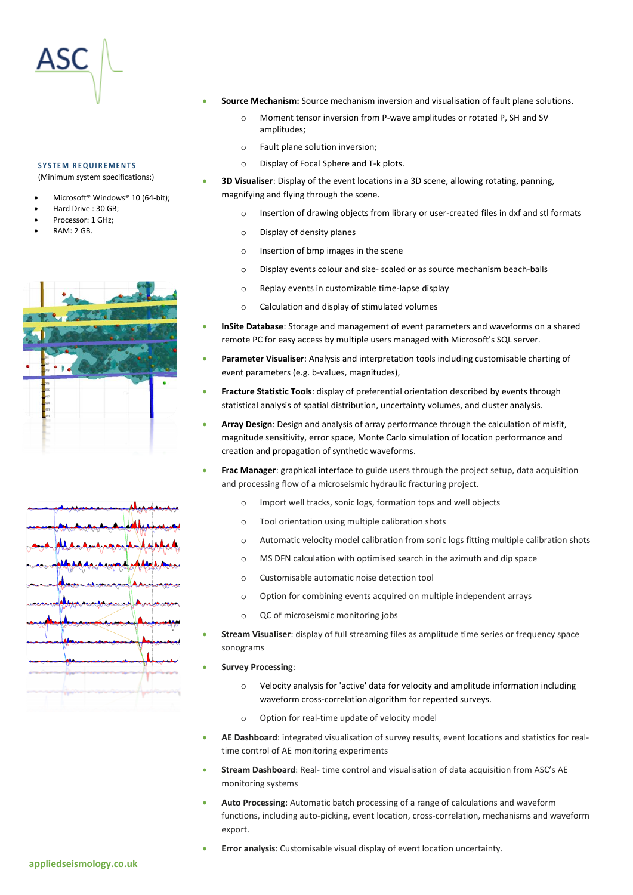### SYSTEM REQUIREMENTS

(Minimum system specifications:)

- Microsoft® Windows® 10 (64-bit);
- Hard Drive : 30 GB;
- Processor: 1 GHz;
- RAM: 2 GB.

- **Source Mechanism:** Source mechanism inversion and visualisation of fault plane solutions.
  - Moment tensor inversion from P-wave amplitudes or rotated P, SH and SV amplitudes;
  - Fault plane solution inversion;
  - Display of Focal Sphere and T-k plots.
- **3D Visualiser**: Display of the event locations in a 3D scene, allowing rotating, panning, magnifying and flying through the scene.
  - Insertion of drawing objects from library or user-created files in dxf and stl formats
  - Display of density planes
  - Insertion of bmp images in the scene
  - Display events colour and size- scaled or as source mechanism beach-balls
  - Replay events in customizable time-lapse display
  - Calculation and display of stimulated volumes
- **InSite Database**: Storage and management of event parameters and waveforms on a shared remote PC for easy access by multiple users managed with Microsoft's SQL server.
- **Parameter Visualiser**: Analysis and interpretation tools including customisable charting of event parameters (e.g. b-values, magnitudes),
- **Fracture Statistic Tools**: display of preferential orientation described by events through statistical analysis of spatial distribution, uncertainty volumes, and cluster analysis.
- **Array Design**: Design and analysis of array performance through the calculation of misfit, magnitude sensitivity, error space, Monte Carlo simulation of location performance and creation and propagation of synthetic waveforms.
- **Frac Manager**: graphical interface to guide users through the project setup, data acquisition and processing flow of a microseismic hydraulic fracturing project.
  - Import well tracks, sonic logs, formation tops and well objects
  - Tool orientation using multiple calibration shots
  - Automatic velocity model calibration from sonic logs fitting multiple calibration shots
  - MS DFN calculation with optimised search in the azimuth and dip space
  - Customisable automatic noise detection tool
  - Option for combining events acquired on multiple independent arrays
  - QC of microseismic monitoring jobs
- **Stream Visualiser**: display of full streaming files as amplitude time series or frequency space sonograms
- **Survey Processing**:
  - Velocity analysis for 'active' data for velocity and amplitude information including waveform cross-correlation algorithm for repeated surveys.
  - Option for real-time update of velocity model
- **AE Dashboard**: integrated visualisation of survey results, event locations and statistics for real-time control of AE monitoring experiments
- **Stream Dashboard**: Real- time control and visualisation of data acquisition from ASC's AE monitoring systems
- **Auto Processing**: Automatic batch processing of a range of calculations and waveform functions, including auto-picking, event location, cross-correlation, mechanisms and waveform export.
- **Error analysis**: Customisable visual display of event location uncertainty.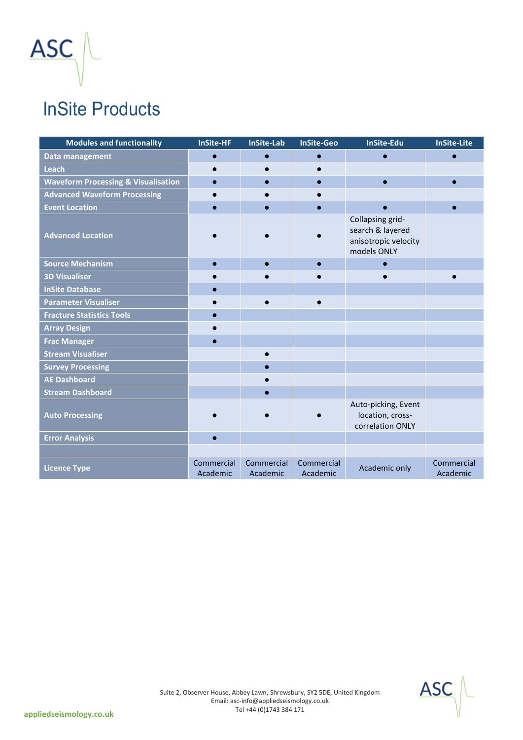# InSite Products

| Modules and functionality | InSite-HF | InSite-Lab | InSite-Geo | InSite-Edu | InSite-Lite |
|---|---|---|---|---|---|
| Data management | ● | ● | ● | ● | ● |
| Leach | ● | ● | ● | | |
| Waveform Processing & Visualisation | ● | ● | ● | ● | ● |
| Advanced Waveform Processing | ● | ● | ● | | |
| Event Location | ● | ● | ● | ● | ● |
| Advanced Location | ● | ● | ● | Collapsing grid-search & layered anisotropic velocity models ONLY | |
| Source Mechanism | ● | ● | ● | ● | |
| 3D Visualiser | ● | ● | ● | ● | ● |
| InSite Database | ● | | | | |
| Parameter Visualiser | ● | ● | ● | | |
| Fracture Statistics Tools | ● | | | | |
| Array Design | ● | | | | |
| Frac Manager | ● | | | | |
| Stream Visualiser | | ● | | | |
| Survey Processing | | ● | | | |
| AE Dashboard | | ● | | | |
| Stream Dashboard | | ● | | | |
| Auto Processing | ● | ● | ● | Auto-picking, Event location, cross-correlation ONLY | |
| Error Analysis | ● | | | | |
| | | | | | |
| Licence Type | Commercial Academic | Commercial Academic | Commercial Academic | Academic only | Commercial Academic |

Suite 2, Observer House, Abbey Lawn, Shrewsbury, SY2 5DE, United Kingdom
Email: asc-info@appliedseismology.co.uk
Tel +44 (0)1743 384 171

appliedseismology.co.uk